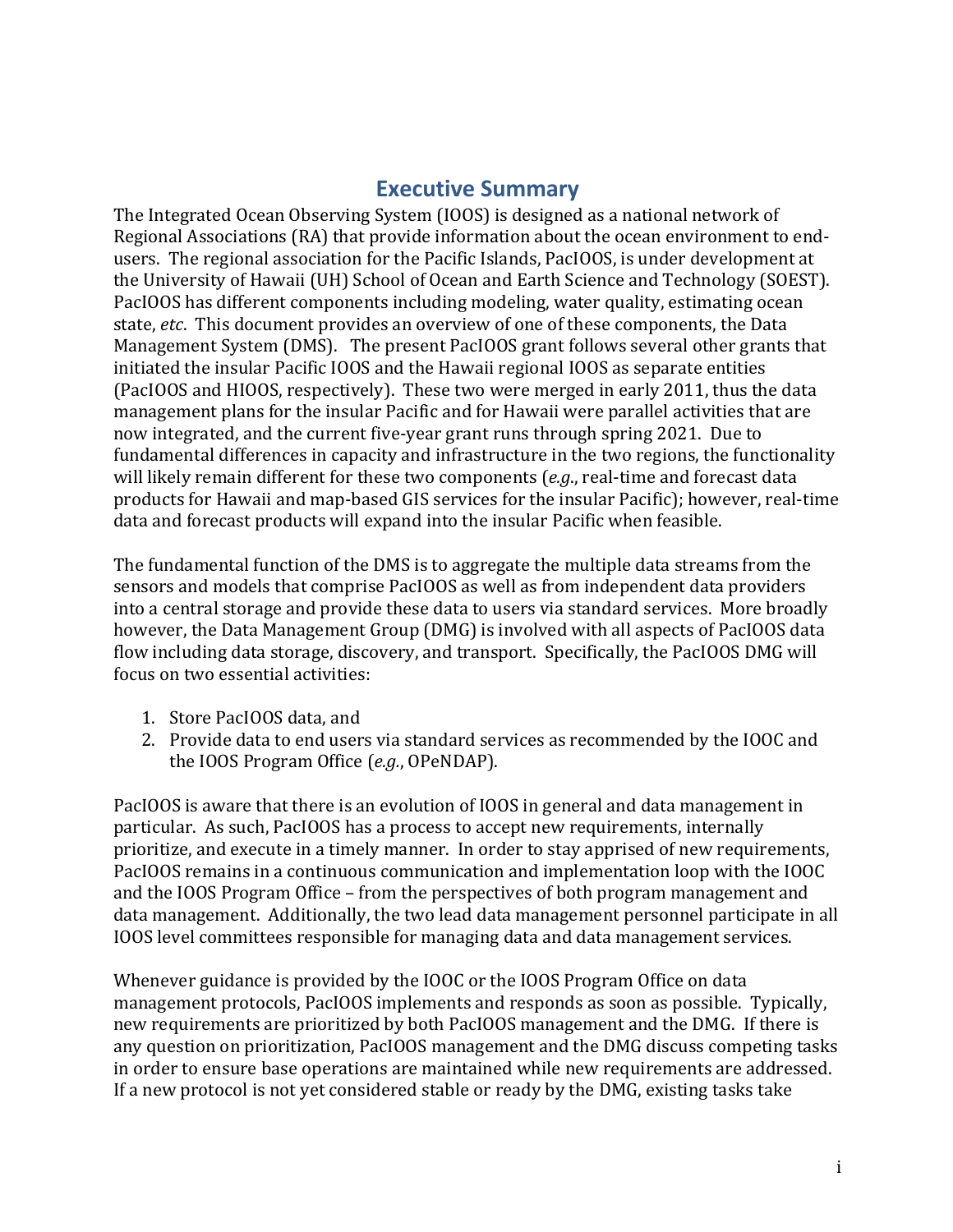# Executive Summary

The Integrated Ocean Observing System (IOOS) is designed as a national network of Regional Associations (RA) that provide information about the ocean environment to end-users. The regional association for the Pacific Islands, PacIOOS, is under development at the University of Hawaii (UH) School of Ocean and Earth Science and Technology (SOEST). PacIOOS has different components including modeling, water quality, estimating ocean state, *etc*. This document provides an overview of one of these components, the Data Management System (DMS). The present PacIOOS grant follows several other grants that initiated the insular Pacific IOOS and the Hawaii regional IOOS as separate entities (PacIOOS and HIOOS, respectively). These two were merged in early 2011, thus the data management plans for the insular Pacific and for Hawaii were parallel activities that are now integrated, and the current five-year grant runs through spring 2021. Due to fundamental differences in capacity and infrastructure in the two regions, the functionality will likely remain different for these two components (*e.g.*, real-time and forecast data products for Hawaii and map-based GIS services for the insular Pacific); however, real-time data and forecast products will expand into the insular Pacific when feasible.

The fundamental function of the DMS is to aggregate the multiple data streams from the sensors and models that comprise PacIOOS as well as from independent data providers into a central storage and provide these data to users via standard services. More broadly however, the Data Management Group (DMG) is involved with all aspects of PacIOOS data flow including data storage, discovery, and transport. Specifically, the PacIOOS DMG will focus on two essential activities:

1. Store PacIOOS data, and
2. Provide data to end users via standard services as recommended by the IOOC and the IOOS Program Office (*e.g.*, OPeNDAP).

PacIOOS is aware that there is an evolution of IOOS in general and data management in particular. As such, PacIOOS has a process to accept new requirements, internally prioritize, and execute in a timely manner. In order to stay apprised of new requirements, PacIOOS remains in a continuous communication and implementation loop with the IOOC and the IOOS Program Office – from the perspectives of both program management and data management. Additionally, the two lead data management personnel participate in all IOOS level committees responsible for managing data and data management services.

Whenever guidance is provided by the IOOC or the IOOS Program Office on data management protocols, PacIOOS implements and responds as soon as possible. Typically, new requirements are prioritized by both PacIOOS management and the DMG. If there is any question on prioritization, PacIOOS management and the DMG discuss competing tasks in order to ensure base operations are maintained while new requirements are addressed. If a new protocol is not yet considered stable or ready by the DMG, existing tasks take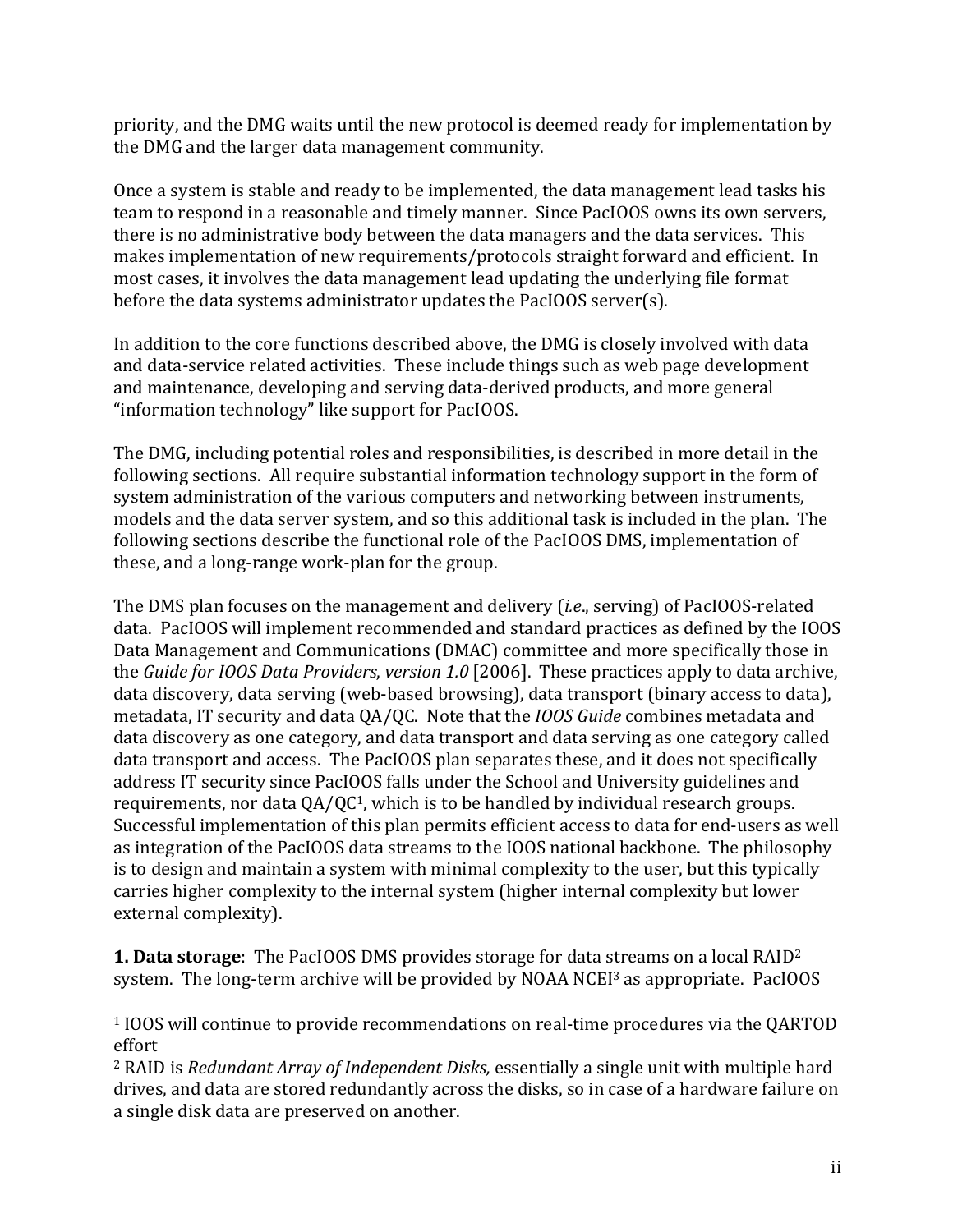priority, and the DMG waits until the new protocol is deemed ready for implementation by the DMG and the larger data management community.

Once a system is stable and ready to be implemented, the data management lead tasks his team to respond in a reasonable and timely manner. Since PacIOOS owns its own servers, there is no administrative body between the data managers and the data services. This makes implementation of new requirements/protocols straight forward and efficient. In most cases, it involves the data management lead updating the underlying file format before the data systems administrator updates the PacIOOS server(s).

In addition to the core functions described above, the DMG is closely involved with data and data-service related activities. These include things such as web page development and maintenance, developing and serving data-derived products, and more general "information technology" like support for PacIOOS.

The DMG, including potential roles and responsibilities, is described in more detail in the following sections. All require substantial information technology support in the form of system administration of the various computers and networking between instruments, models and the data server system, and so this additional task is included in the plan. The following sections describe the functional role of the PacIOOS DMS, implementation of these, and a long-range work-plan for the group.

The DMS plan focuses on the management and delivery (*i.e.*, serving) of PacIOOS-related data. PacIOOS will implement recommended and standard practices as defined by the IOOS Data Management and Communications (DMAC) committee and more specifically those in the *Guide for IOOS Data Providers*, *version 1.0* [2006]. These practices apply to data archive, data discovery, data serving (web-based browsing), data transport (binary access to data), metadata, IT security and data QA/QC. Note that the *IOOS Guide* combines metadata and data discovery as one category, and data transport and data serving as one category called data transport and access. The PacIOOS plan separates these, and it does not specifically address IT security since PacIOOS falls under the School and University guidelines and requirements, nor data QA/QC[1], which is to be handled by individual research groups. Successful implementation of this plan permits efficient access to data for end-users as well as integration of the PacIOOS data streams to the IOOS national backbone. The philosophy is to design and maintain a system with minimal complexity to the user, but this typically carries higher complexity to the internal system (higher internal complexity but lower external complexity).

**1. Data storage**: The PacIOOS DMS provides storage for data streams on a local RAID[2] system. The long-term archive will be provided by NOAA NCEI[3] as appropriate. PacIOOS

---

[1] IOOS will continue to provide recommendations on real-time procedures via the QARTOD effort

[2] RAID is *Redundant Array of Independent Disks,* essentially a single unit with multiple hard drives, and data are stored redundantly across the disks, so in case of a hardware failure on a single disk data are preserved on another.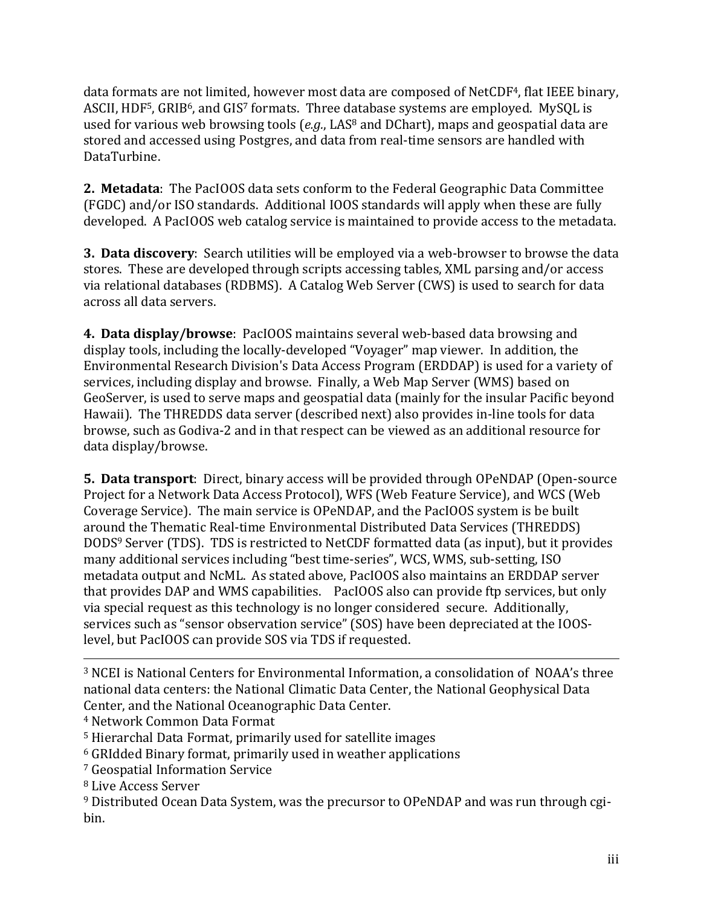data formats are not limited, however most data are composed of NetCDF[4], flat IEEE binary, ASCII, HDF[5], GRIB[6], and GIS[7] formats. Three database systems are employed. MySQL is used for various web browsing tools (*e.g.*, LAS[8] and DChart), maps and geospatial data are stored and accessed using Postgres, and data from real-time sensors are handled with DataTurbine.

**2. Metadata**: The PacIOOS data sets conform to the Federal Geographic Data Committee (FGDC) and/or ISO standards. Additional IOOS standards will apply when these are fully developed. A PacIOOS web catalog service is maintained to provide access to the metadata.

**3. Data discovery**: Search utilities will be employed via a web-browser to browse the data stores. These are developed through scripts accessing tables, XML parsing and/or access via relational databases (RDBMS). A Catalog Web Server (CWS) is used to search for data across all data servers.

**4. Data display/browse**: PacIOOS maintains several web-based data browsing and display tools, including the locally-developed "Voyager" map viewer. In addition, the Environmental Research Division's Data Access Program (ERDDAP) is used for a variety of services, including display and browse. Finally, a Web Map Server (WMS) based on GeoServer, is used to serve maps and geospatial data (mainly for the insular Pacific beyond Hawaii). The THREDDS data server (described next) also provides in-line tools for data browse, such as Godiva-2 and in that respect can be viewed as an additional resource for data display/browse.

**5. Data transport**: Direct, binary access will be provided through OPeNDAP (Open-source Project for a Network Data Access Protocol), WFS (Web Feature Service), and WCS (Web Coverage Service). The main service is OPeNDAP, and the PacIOOS system is be built around the Thematic Real-time Environmental Distributed Data Services (THREDDS) DODS[9] Server (TDS). TDS is restricted to NetCDF formatted data (as input), but it provides many additional services including "best time-series", WCS, WMS, sub-setting, ISO metadata output and NcML. As stated above, PacIOOS also maintains an ERDDAP server that provides DAP and WMS capabilities. PacIOOS also can provide ftp services, but only via special request as this technology is no longer considered secure. Additionally, services such as "sensor observation service" (SOS) have been depreciated at the IOOS-level, but PacIOOS can provide SOS via TDS if requested.

---

[3] NCEI is National Centers for Environmental Information, a consolidation of NOAA's three national data centers: the National Climatic Data Center, the National Geophysical Data Center, and the National Oceanographic Data Center.

[4] Network Common Data Format

[5] Hierarchal Data Format, primarily used for satellite images

[6] GRIdded Binary format, primarily used in weather applications

[7] Geospatial Information Service

[8] Live Access Server

[9] Distributed Ocean Data System, was the precursor to OPeNDAP and was run through cgi-bin.